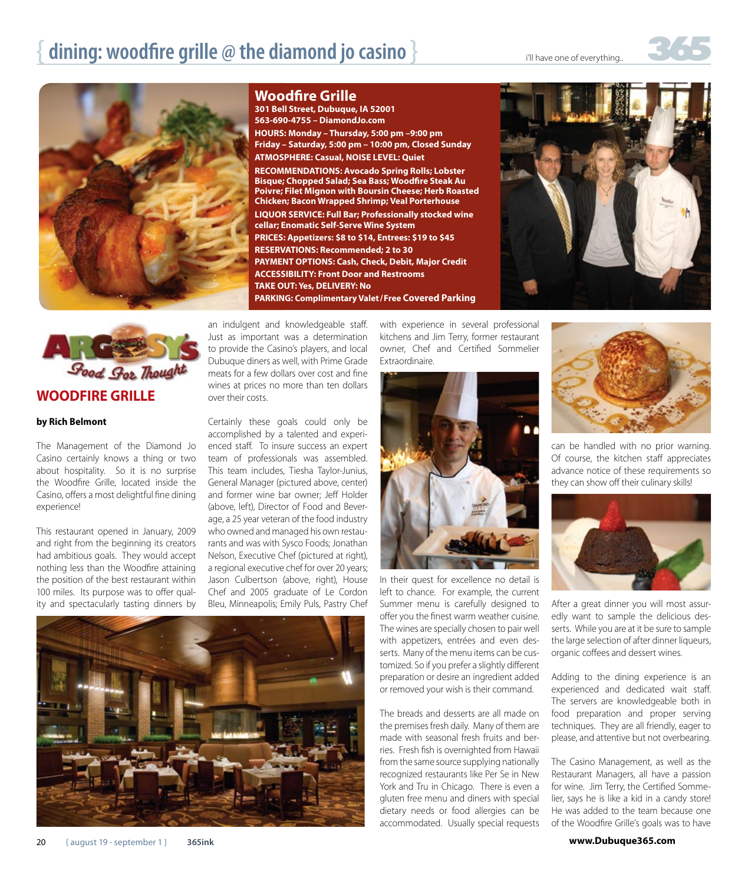# dining: woodfire grille @ the diamond jo casino

## Woodfire Grille

**301 Bell Street, Dubuque, IA 52001**
**563-690-4755 – DiamondJo.com**

**HOURS: Monday – Thursday, 5:00 pm –9:00 pm**
**Friday – Saturday, 5:00 pm – 10:00 pm, Closed Sunday**

**ATMOSPHERE: Casual, NOISE LEVEL: Quiet**

**RECOMMENDATIONS: Avocado Spring Rolls; Lobster Bisque; Chopped Salad; Sea Bass; Woodfire Steak Au Poivre; Filet Mignon with Boursin Cheese; Herb Roasted Chicken; Bacon Wrapped Shrimp; Veal Porterhouse**

**LIQUOR SERVICE: Full Bar; Professionally stocked wine cellar; Enomatic Self-Serve Wine System**

**PRICES: Appetizers: $8 to $14, Entrees: $19 to $45**

**RESERVATIONS: Recommended; 2 to 30**

**PAYMENT OPTIONS: Cash, Check, Debit, Major Credit**

**ACCESSIBILITY: Front Door and Restrooms**

**TAKE OUT: Yes, DELIVERY: No**

**PARKING: Complimentary Valet / Free Covered Parking**

ARGOSY'S *Food For Thought*

## WOODFIRE GRILLE

**by Rich Belmont**

The Management of the Diamond Jo Casino certainly knows a thing or two about hospitality. So it is no surprise the Woodfire Grille, located inside the Casino, offers a most delightful fine dining experience!

This restaurant opened in January, 2009 and right from the beginning its creators had ambitious goals. They would accept nothing less than the Woodfire attaining the position of the best restaurant within 100 miles. Its purpose was to offer quality and spectacularly tasting dinners by an indulgent and knowledgeable staff. Just as important was a determination to provide the Casino's players, and local Dubuque diners as well, with Prime Grade meats for a few dollars over cost and fine wines at prices no more than ten dollars over their costs.

Certainly these goals could only be accomplished by a talented and experienced staff. To insure success an expert team of professionals was assembled. This team includes, Tiesha Taylor-Junius, General Manager (pictured above, center) and former wine bar owner; Jeff Holder (above, left), Director of Food and Beverage, a 25 year veteran of the food industry who owned and managed his own restaurants and was with Sysco Foods; Jonathan Nelson, Executive Chef (pictured at right), a regional executive chef for over 20 years; Jason Culbertson (above, right), House Chef and 2005 graduate of Le Cordon Bleu, Minneapolis; Emily Puls, Pastry Chef with experience in several professional kitchens and Jim Terry, former restaurant owner, Chef and Certified Sommelier Extraordinaire.

In their quest for excellence no detail is left to chance. For example, the current Summer menu is carefully designed to offer you the finest warm weather cuisine. The wines are specially chosen to pair well with appetizers, entrées and even desserts. Many of the menu items can be customized. So if you prefer a slightly different preparation or desire an ingredient added or removed your wish is their command.

The breads and desserts are all made on the premises fresh daily. Many of them are made with seasonal fresh fruits and berries. Fresh fish is overnighted from Hawaii from the same source supplying nationally recognized restaurants like Per Se in New York and Tru in Chicago. There is even a gluten free menu and diners with special dietary needs or food allergies can be accommodated. Usually special requests can be handled with no prior warning. Of course, the kitchen staff appreciates advance notice of these requirements so they can show off their culinary skills!

After a great dinner you will most assuredly want to sample the delicious desserts. While you are at it be sure to sample the large selection of after dinner liqueurs, organic coffees and dessert wines.

Adding to the dining experience is an experienced and dedicated wait staff. The servers are knowledgeable both in food preparation and proper serving techniques. They are all friendly, eager to please, and attentive but not overbearing.

The Casino Management, as well as the Restaurant Managers, all have a passion for wine. Jim Terry, the Certified Sommelier, says he is like a kid in a candy store! He was added to the team because one of the Woodfire Grille's goals was to have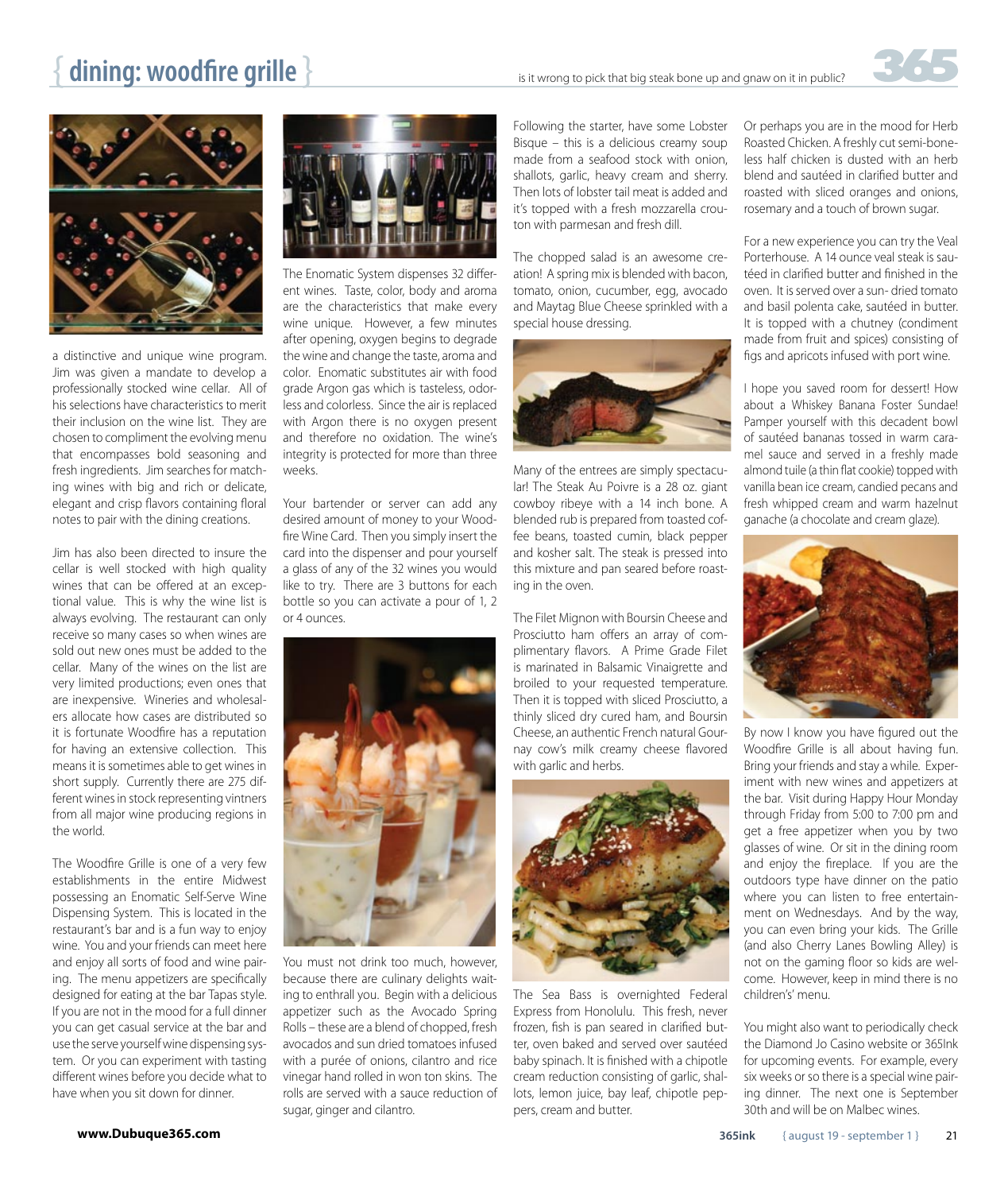# dining: woodfire grille

*is it wrong to pick that big steak bone up and gnaw on it in public?*

a distinctive and unique wine program. Jim was given a mandate to develop a professionally stocked wine cellar. All of his selections have characteristics to merit their inclusion on the wine list. They are chosen to compliment the evolving menu that encompasses bold seasoning and fresh ingredients. Jim searches for matching wines with big and rich or delicate, elegant and crisp flavors containing floral notes to pair with the dining creations.

Jim has also been directed to insure the cellar is well stocked with high quality wines that can be offered at an exceptional value. This is why the wine list is always evolving. The restaurant can only receive so many cases so when wines are sold out new ones must be added to the cellar. Many of the wines on the list are very limited productions; even ones that are inexpensive. Wineries and wholesalers allocate how cases are distributed so it is fortunate Woodfire has a reputation for having an extensive collection. This means it is sometimes able to get wines in short supply. Currently there are 275 different wines in stock representing vintners from all major wine producing regions in the world.

The Woodfire Grille is one of a very few establishments in the entire Midwest possessing an Enomatic Self-Serve Wine Dispensing System. This is located in the restaurant's bar and is a fun way to enjoy wine. You and your friends can meet here and enjoy all sorts of food and wine pairing. The menu appetizers are specifically designed for eating at the bar Tapas style. If you are not in the mood for a full dinner you can get casual service at the bar and use the serve yourself wine dispensing system. Or you can experiment with tasting different wines before you decide what to have when you sit down for dinner.

The Enomatic System dispenses 32 different wines. Taste, color, body and aroma are the characteristics that make every wine unique. However, a few minutes after opening, oxygen begins to degrade the wine and change the taste, aroma and color. Enomatic substitutes air with food grade Argon gas which is tasteless, odorless and colorless. Since the air is replaced with Argon there is no oxygen present and therefore no oxidation. The wine's integrity is protected for more than three weeks.

Your bartender or server can add any desired amount of money to your Woodfire Wine Card. Then you simply insert the card into the dispenser and pour yourself a glass of any of the 32 wines you would like to try. There are 3 buttons for each bottle so you can activate a pour of 1, 2 or 4 ounces.

You must not drink too much, however, because there are culinary delights waiting to enthrall you. Begin with a delicious appetizer such as the Avocado Spring Rolls – these are a blend of chopped, fresh avocados and sun dried tomatoes infused with a purée of onions, cilantro and rice vinegar hand rolled in won ton skins. The rolls are served with a sauce reduction of sugar, ginger and cilantro.

Following the starter, have some Lobster Bisque – this is a delicious creamy soup made from a seafood stock with onion, shallots, garlic, heavy cream and sherry. Then lots of lobster tail meat is added and it's topped with a fresh mozzarella crouton with parmesan and fresh dill.

The chopped salad is an awesome creation! A spring mix is blended with bacon, tomato, onion, cucumber, egg, avocado and Maytag Blue Cheese sprinkled with a special house dressing.

Many of the entrees are simply spectacular! The Steak Au Poivre is a 28 oz. giant cowboy ribeye with a 14 inch bone. A blended rub is prepared from toasted coffee beans, toasted cumin, black pepper and kosher salt. The steak is pressed into this mixture and pan seared before roasting in the oven.

The Filet Mignon with Boursin Cheese and Prosciutto ham offers an array of complimentary flavors. A Prime Grade Filet is marinated in Balsamic Vinaigrette and broiled to your requested temperature. Then it is topped with sliced Prosciutto, a thinly sliced dry cured ham, and Boursin Cheese, an authentic French natural Gournay cow's milk creamy cheese flavored with garlic and herbs.

The Sea Bass is overnighted Federal Express from Honolulu. This fresh, never frozen, fish is pan seared in clarified butter, oven baked and served over sautéed baby spinach. It is finished with a chipotle cream reduction consisting of garlic, shallots, lemon juice, bay leaf, chipotle peppers, cream and butter.

Or perhaps you are in the mood for Herb Roasted Chicken. A freshly cut semi-boneless half chicken is dusted with an herb blend and sautéed in clarified butter and roasted with sliced oranges and onions, rosemary and a touch of brown sugar.

For a new experience you can try the Veal Porterhouse. A 14 ounce veal steak is sautéed in clarified butter and finished in the oven. It is served over a sun- dried tomato and basil polenta cake, sautéed in butter. It is topped with a chutney (condiment made from fruit and spices) consisting of figs and apricots infused with port wine.

I hope you saved room for dessert! How about a Whiskey Banana Foster Sundae! Pamper yourself with this decadent bowl of sautéed bananas tossed in warm caramel sauce and served in a freshly made almond tuile (a thin flat cookie) topped with vanilla bean ice cream, candied pecans and fresh whipped cream and warm hazelnut ganache (a chocolate and cream glaze).

By now I know you have figured out the Woodfire Grille is all about having fun. Bring your friends and stay a while. Experiment with new wines and appetizers at the bar. Visit during Happy Hour Monday through Friday from 5:00 to 7:00 pm and get a free appetizer when you by two glasses of wine. Or sit in the dining room and enjoy the fireplace. If you are the outdoors type have dinner on the patio where you can listen to free entertainment on Wednesdays. And by the way, you can even bring your kids. The Grille (and also Cherry Lanes Bowling Alley) is not on the gaming floor so kids are welcome. However, keep in mind there is no children's menu.

You might also want to periodically check the Diamond Jo Casino website or 365Ink for upcoming events. For example, every six weeks or so there is a special wine pairing dinner. The next one is September 30th and will be on Malbec wines.